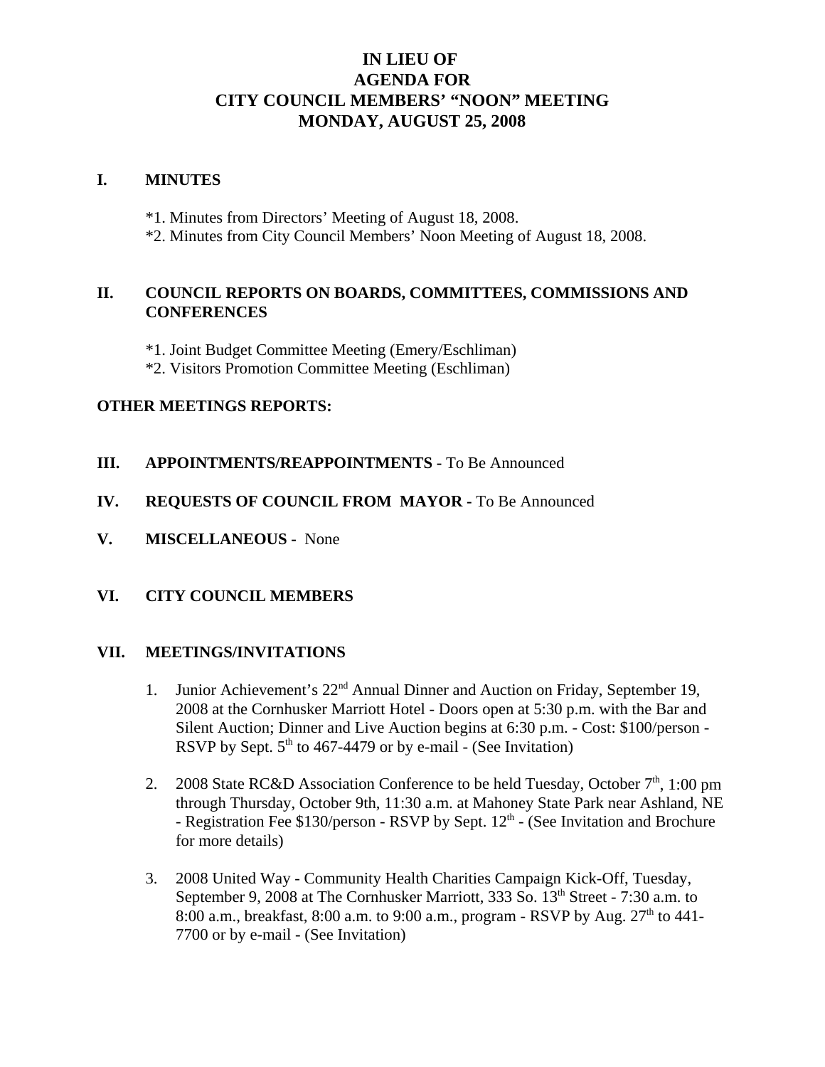# IN LIEU OF AGENDA FOR CITY COUNCIL MEMBERS' "NOON" MEETING MONDAY, AUGUST 25, 2008

## I. MINUTES

*1. Minutes from Directors' Meeting of August 18, 2008.
*2. Minutes from City Council Members' Noon Meeting of August 18, 2008.

## II. COUNCIL REPORTS ON BOARDS, COMMITTEES, COMMISSIONS AND CONFERENCES

*1. Joint Budget Committee Meeting (Emery/Eschliman)
*2. Visitors Promotion Committee Meeting (Eschliman)

## OTHER MEETINGS REPORTS:

## III. APPOINTMENTS/REAPPOINTMENTS - To Be Announced

## IV. REQUESTS OF COUNCIL FROM MAYOR - To Be Announced

## V. MISCELLANEOUS - None

## VI. CITY COUNCIL MEMBERS

## VII. MEETINGS/INVITATIONS

1. Junior Achievement's 22nd Annual Dinner and Auction on Friday, September 19, 2008 at the Cornhusker Marriott Hotel - Doors open at 5:30 p.m. with the Bar and Silent Auction; Dinner and Live Auction begins at 6:30 p.m. - Cost: $100/person - RSVP by Sept. 5th to 467-4479 or by e-mail - (See Invitation)

2. 2008 State RC&D Association Conference to be held Tuesday, October 7th, 1:00 pm through Thursday, October 9th, 11:30 a.m. at Mahoney State Park near Ashland, NE - Registration Fee $130/person - RSVP by Sept. 12th - (See Invitation and Brochure for more details)

3. 2008 United Way - Community Health Charities Campaign Kick-Off, Tuesday, September 9, 2008 at The Cornhusker Marriott, 333 So. 13th Street - 7:30 a.m. to 8:00 a.m., breakfast, 8:00 a.m. to 9:00 a.m., program - RSVP by Aug. 27th to 441-7700 or by e-mail - (See Invitation)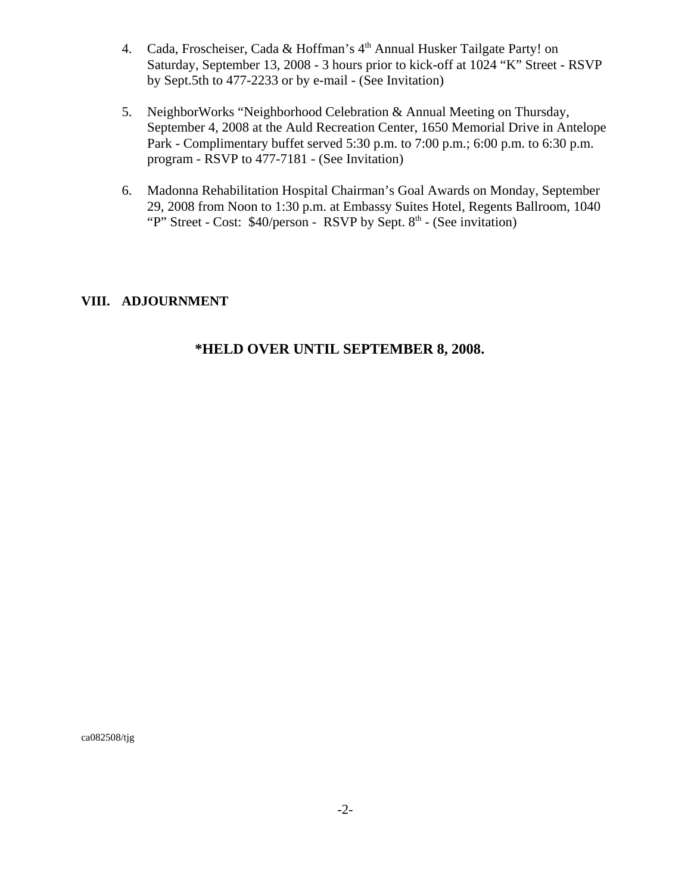4. Cada, Froscheiser, Cada & Hoffman's 4th Annual Husker Tailgate Party! on Saturday, September 13, 2008 - 3 hours prior to kick-off at 1024 "K" Street - RSVP by Sept.5th to 477-2233 or by e-mail - (See Invitation)

5. NeighborWorks "Neighborhood Celebration & Annual Meeting on Thursday, September 4, 2008 at the Auld Recreation Center, 1650 Memorial Drive in Antelope Park - Complimentary buffet served 5:30 p.m. to 7:00 p.m.; 6:00 p.m. to 6:30 p.m. program - RSVP to 477-7181 - (See Invitation)

6. Madonna Rehabilitation Hospital Chairman's Goal Awards on Monday, September 29, 2008 from Noon to 1:30 p.m. at Embassy Suites Hotel, Regents Ballroom, 1040 "P" Street - Cost: $40/person - RSVP by Sept. 8th - (See invitation)

**VIII. ADJOURNMENT**

**\*HELD OVER UNTIL SEPTEMBER 8, 2008.**

ca082508/tjg